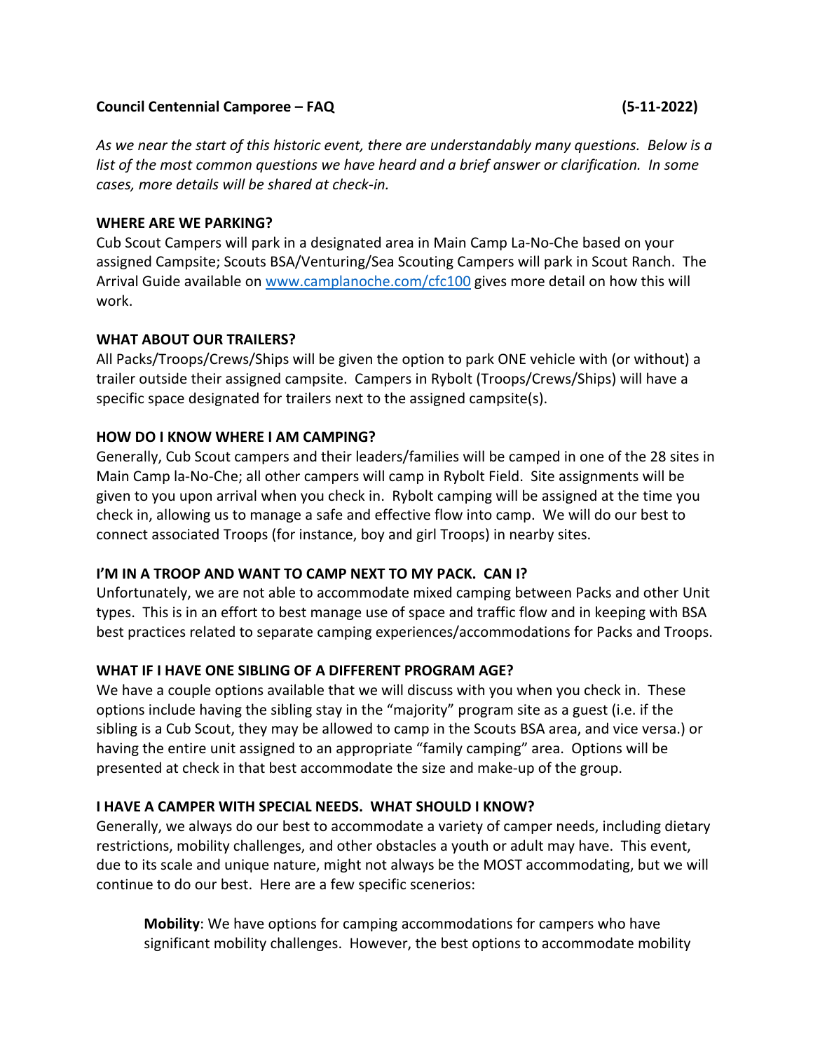**Council Centennial Camporee – FAQ (5-11-2022)**

*As we near the start of this historic event, there are understandably many questions. Below is a list of the most common questions we have heard and a brief answer or clarification. In some cases, more details will be shared at check-in.*

**WHERE ARE WE PARKING?**

Cub Scout Campers will park in a designated area in Main Camp La-No-Che based on your assigned Campsite; Scouts BSA/Venturing/Sea Scouting Campers will park in Scout Ranch. The Arrival Guide available on www.camplanoche.com/cfc100 gives more detail on how this will work.

**WHAT ABOUT OUR TRAILERS?**

All Packs/Troops/Crews/Ships will be given the option to park ONE vehicle with (or without) a trailer outside their assigned campsite. Campers in Rybolt (Troops/Crews/Ships) will have a specific space designated for trailers next to the assigned campsite(s).

**HOW DO I KNOW WHERE I AM CAMPING?**

Generally, Cub Scout campers and their leaders/families will be camped in one of the 28 sites in Main Camp la-No-Che; all other campers will camp in Rybolt Field. Site assignments will be given to you upon arrival when you check in. Rybolt camping will be assigned at the time you check in, allowing us to manage a safe and effective flow into camp. We will do our best to connect associated Troops (for instance, boy and girl Troops) in nearby sites.

**I'M IN A TROOP AND WANT TO CAMP NEXT TO MY PACK. CAN I?**

Unfortunately, we are not able to accommodate mixed camping between Packs and other Unit types. This is in an effort to best manage use of space and traffic flow and in keeping with BSA best practices related to separate camping experiences/accommodations for Packs and Troops.

**WHAT IF I HAVE ONE SIBLING OF A DIFFERENT PROGRAM AGE?**

We have a couple options available that we will discuss with you when you check in. These options include having the sibling stay in the "majority" program site as a guest (i.e. if the sibling is a Cub Scout, they may be allowed to camp in the Scouts BSA area, and vice versa.) or having the entire unit assigned to an appropriate "family camping" area. Options will be presented at check in that best accommodate the size and make-up of the group.

**I HAVE A CAMPER WITH SPECIAL NEEDS. WHAT SHOULD I KNOW?**

Generally, we always do our best to accommodate a variety of camper needs, including dietary restrictions, mobility challenges, and other obstacles a youth or adult may have. This event, due to its scale and unique nature, might not always be the MOST accommodating, but we will continue to do our best. Here are a few specific scenerios:

> **Mobility**: We have options for camping accommodations for campers who have significant mobility challenges. However, the best options to accommodate mobility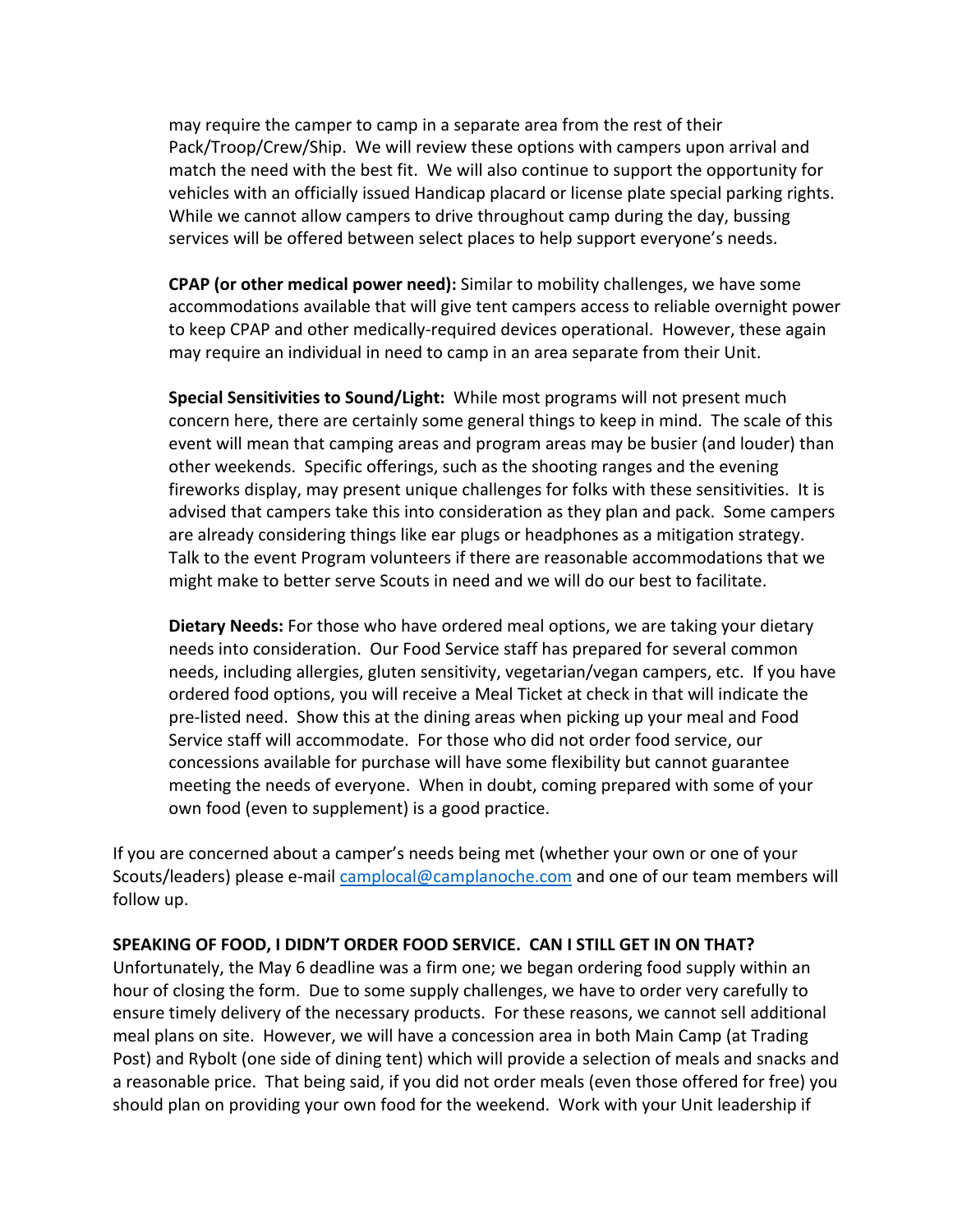may require the camper to camp in a separate area from the rest of their Pack/Troop/Crew/Ship. We will review these options with campers upon arrival and match the need with the best fit. We will also continue to support the opportunity for vehicles with an officially issued Handicap placard or license plate special parking rights. While we cannot allow campers to drive throughout camp during the day, bussing services will be offered between select places to help support everyone's needs.

**CPAP (or other medical power need):** Similar to mobility challenges, we have some accommodations available that will give tent campers access to reliable overnight power to keep CPAP and other medically-required devices operational. However, these again may require an individual in need to camp in an area separate from their Unit.

**Special Sensitivities to Sound/Light:** While most programs will not present much concern here, there are certainly some general things to keep in mind. The scale of this event will mean that camping areas and program areas may be busier (and louder) than other weekends. Specific offerings, such as the shooting ranges and the evening fireworks display, may present unique challenges for folks with these sensitivities. It is advised that campers take this into consideration as they plan and pack. Some campers are already considering things like ear plugs or headphones as a mitigation strategy. Talk to the event Program volunteers if there are reasonable accommodations that we might make to better serve Scouts in need and we will do our best to facilitate.

**Dietary Needs:** For those who have ordered meal options, we are taking your dietary needs into consideration. Our Food Service staff has prepared for several common needs, including allergies, gluten sensitivity, vegetarian/vegan campers, etc. If you have ordered food options, you will receive a Meal Ticket at check in that will indicate the pre-listed need. Show this at the dining areas when picking up your meal and Food Service staff will accommodate. For those who did not order food service, our concessions available for purchase will have some flexibility but cannot guarantee meeting the needs of everyone. When in doubt, coming prepared with some of your own food (even to supplement) is a good practice.

If you are concerned about a camper's needs being met (whether your own or one of your Scouts/leaders) please e-mail camplocal@camplanoche.com and one of our team members will follow up.

**SPEAKING OF FOOD, I DIDN'T ORDER FOOD SERVICE. CAN I STILL GET IN ON THAT?**

Unfortunately, the May 6 deadline was a firm one; we began ordering food supply within an hour of closing the form. Due to some supply challenges, we have to order very carefully to ensure timely delivery of the necessary products. For these reasons, we cannot sell additional meal plans on site. However, we will have a concession area in both Main Camp (at Trading Post) and Rybolt (one side of dining tent) which will provide a selection of meals and snacks and a reasonable price. That being said, if you did not order meals (even those offered for free) you should plan on providing your own food for the weekend. Work with your Unit leadership if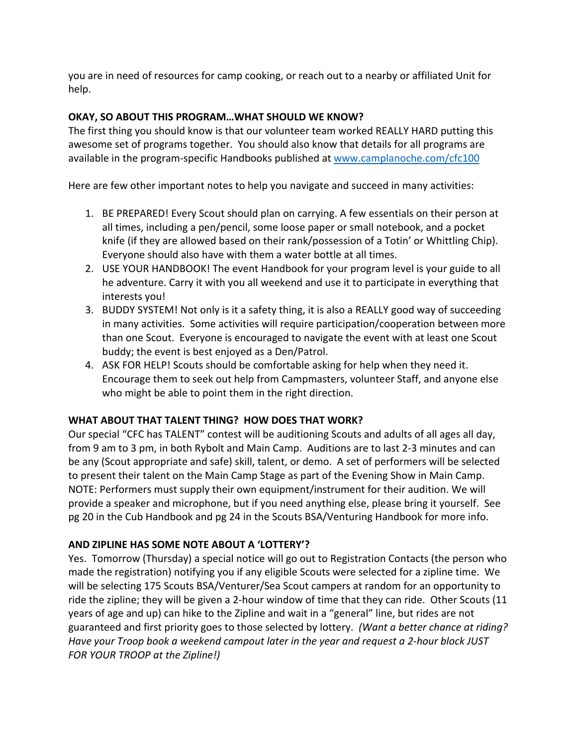you are in need of resources for camp cooking, or reach out to a nearby or affiliated Unit for help.

**OKAY, SO ABOUT THIS PROGRAM…WHAT SHOULD WE KNOW?**

The first thing you should know is that our volunteer team worked REALLY HARD putting this awesome set of programs together. You should also know that details for all programs are available in the program-specific Handbooks published at [www.camplanoche.com/cfc100](www.camplanoche.com/cfc100)

Here are few other important notes to help you navigate and succeed in many activities:

1. BE PREPARED! Every Scout should plan on carrying. A few essentials on their person at all times, including a pen/pencil, some loose paper or small notebook, and a pocket knife (if they are allowed based on their rank/possession of a Totin' or Whittling Chip). Everyone should also have with them a water bottle at all times.
2. USE YOUR HANDBOOK! The event Handbook for your program level is your guide to all he adventure. Carry it with you all weekend and use it to participate in everything that interests you!
3. BUDDY SYSTEM! Not only is it a safety thing, it is also a REALLY good way of succeeding in many activities. Some activities will require participation/cooperation between more than one Scout. Everyone is encouraged to navigate the event with at least one Scout buddy; the event is best enjoyed as a Den/Patrol.
4. ASK FOR HELP! Scouts should be comfortable asking for help when they need it. Encourage them to seek out help from Campmasters, volunteer Staff, and anyone else who might be able to point them in the right direction.

**WHAT ABOUT THAT TALENT THING? HOW DOES THAT WORK?**

Our special "CFC has TALENT" contest will be auditioning Scouts and adults of all ages all day, from 9 am to 3 pm, in both Rybolt and Main Camp. Auditions are to last 2-3 minutes and can be any (Scout appropriate and safe) skill, talent, or demo. A set of performers will be selected to present their talent on the Main Camp Stage as part of the Evening Show in Main Camp. NOTE: Performers must supply their own equipment/instrument for their audition. We will provide a speaker and microphone, but if you need anything else, please bring it yourself. See pg 20 in the Cub Handbook and pg 24 in the Scouts BSA/Venturing Handbook for more info.

**AND ZIPLINE HAS SOME NOTE ABOUT A 'LOTTERY'?**

Yes. Tomorrow (Thursday) a special notice will go out to Registration Contacts (the person who made the registration) notifying you if any eligible Scouts were selected for a zipline time. We will be selecting 175 Scouts BSA/Venturer/Sea Scout campers at random for an opportunity to ride the zipline; they will be given a 2-hour window of time that they can ride. Other Scouts (11 years of age and up) can hike to the Zipline and wait in a "general" line, but rides are not guaranteed and first priority goes to those selected by lottery. *(Want a better chance at riding? Have your Troop book a weekend campout later in the year and request a 2-hour block JUST FOR YOUR TROOP at the Zipline!)*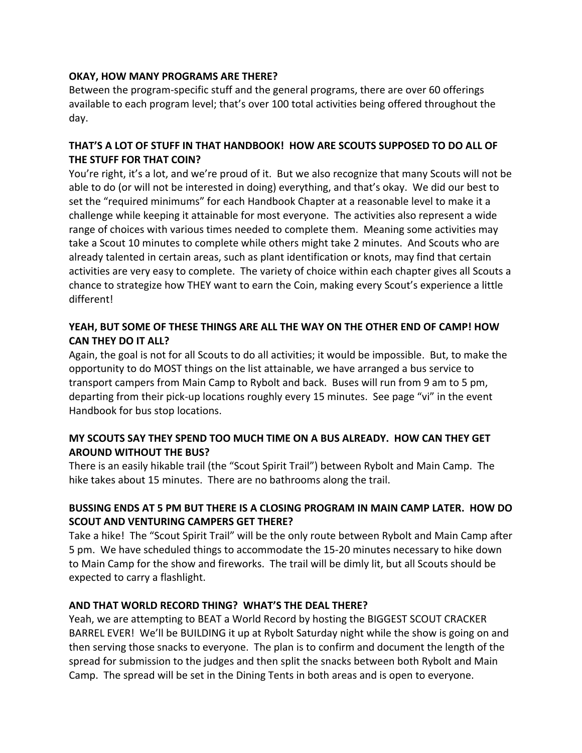**OKAY, HOW MANY PROGRAMS ARE THERE?**

Between the program-specific stuff and the general programs, there are over 60 offerings available to each program level; that's over 100 total activities being offered throughout the day.

**THAT'S A LOT OF STUFF IN THAT HANDBOOK! HOW ARE SCOUTS SUPPOSED TO DO ALL OF THE STUFF FOR THAT COIN?**

You're right, it's a lot, and we're proud of it. But we also recognize that many Scouts will not be able to do (or will not be interested in doing) everything, and that's okay. We did our best to set the "required minimums" for each Handbook Chapter at a reasonable level to make it a challenge while keeping it attainable for most everyone. The activities also represent a wide range of choices with various times needed to complete them. Meaning some activities may take a Scout 10 minutes to complete while others might take 2 minutes. And Scouts who are already talented in certain areas, such as plant identification or knots, may find that certain activities are very easy to complete. The variety of choice within each chapter gives all Scouts a chance to strategize how THEY want to earn the Coin, making every Scout's experience a little different!

**YEAH, BUT SOME OF THESE THINGS ARE ALL THE WAY ON THE OTHER END OF CAMP! HOW CAN THEY DO IT ALL?**

Again, the goal is not for all Scouts to do all activities; it would be impossible. But, to make the opportunity to do MOST things on the list attainable, we have arranged a bus service to transport campers from Main Camp to Rybolt and back. Buses will run from 9 am to 5 pm, departing from their pick-up locations roughly every 15 minutes. See page "vi" in the event Handbook for bus stop locations.

**MY SCOUTS SAY THEY SPEND TOO MUCH TIME ON A BUS ALREADY. HOW CAN THEY GET AROUND WITHOUT THE BUS?**

There is an easily hikable trail (the "Scout Spirit Trail") between Rybolt and Main Camp. The hike takes about 15 minutes. There are no bathrooms along the trail.

**BUSSING ENDS AT 5 PM BUT THERE IS A CLOSING PROGRAM IN MAIN CAMP LATER. HOW DO SCOUT AND VENTURING CAMPERS GET THERE?**

Take a hike! The "Scout Spirit Trail" will be the only route between Rybolt and Main Camp after 5 pm. We have scheduled things to accommodate the 15-20 minutes necessary to hike down to Main Camp for the show and fireworks. The trail will be dimly lit, but all Scouts should be expected to carry a flashlight.

**AND THAT WORLD RECORD THING? WHAT'S THE DEAL THERE?**

Yeah, we are attempting to BEAT a World Record by hosting the BIGGEST SCOUT CRACKER BARREL EVER! We'll be BUILDING it up at Rybolt Saturday night while the show is going on and then serving those snacks to everyone. The plan is to confirm and document the length of the spread for submission to the judges and then split the snacks between both Rybolt and Main Camp. The spread will be set in the Dining Tents in both areas and is open to everyone.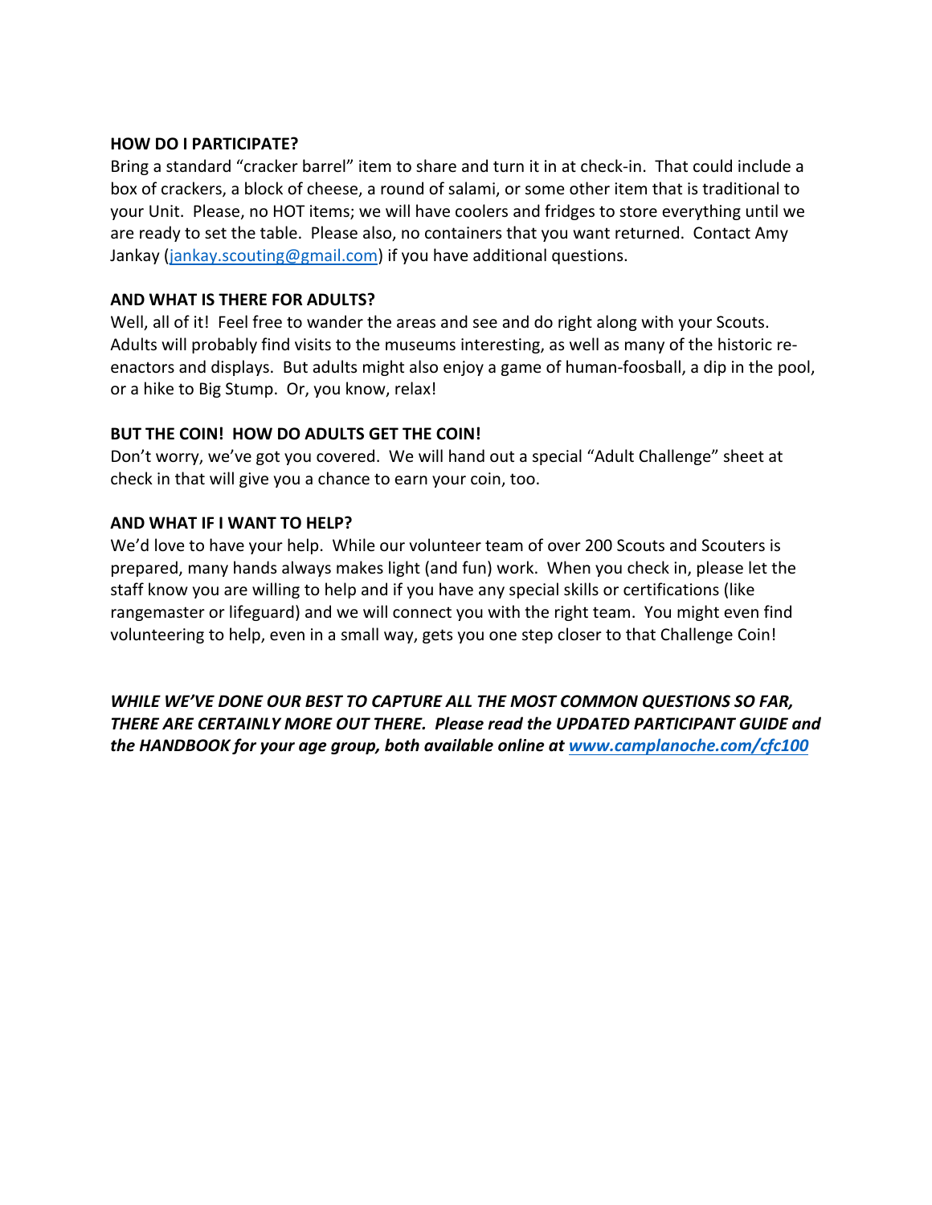**HOW DO I PARTICIPATE?**

Bring a standard "cracker barrel" item to share and turn it in at check-in. That could include a box of crackers, a block of cheese, a round of salami, or some other item that is traditional to your Unit. Please, no HOT items; we will have coolers and fridges to store everything until we are ready to set the table. Please also, no containers that you want returned. Contact Amy Jankay ([jankay.scouting@gmail.com](mailto:jankay.scouting@gmail.com)) if you have additional questions.

**AND WHAT IS THERE FOR ADULTS?**

Well, all of it! Feel free to wander the areas and see and do right along with your Scouts. Adults will probably find visits to the museums interesting, as well as many of the historic re-enactors and displays. But adults might also enjoy a game of human-foosball, a dip in the pool, or a hike to Big Stump. Or, you know, relax!

**BUT THE COIN! HOW DO ADULTS GET THE COIN!**

Don't worry, we've got you covered. We will hand out a special "Adult Challenge" sheet at check in that will give you a chance to earn your coin, too.

**AND WHAT IF I WANT TO HELP?**

We'd love to have your help. While our volunteer team of over 200 Scouts and Scouters is prepared, many hands always makes light (and fun) work. When you check in, please let the staff know you are willing to help and if you have any special skills or certifications (like rangemaster or lifeguard) and we will connect you with the right team. You might even find volunteering to help, even in a small way, gets you one step closer to that Challenge Coin!

***WHILE WE'VE DONE OUR BEST TO CAPTURE ALL THE MOST COMMON QUESTIONS SO FAR, THERE ARE CERTAINLY MORE OUT THERE. Please read the UPDATED PARTICIPANT GUIDE and the HANDBOOK for your age group, both available online at [www.camplanoche.com/cfc100](http://www.camplanoche.com/cfc100)***